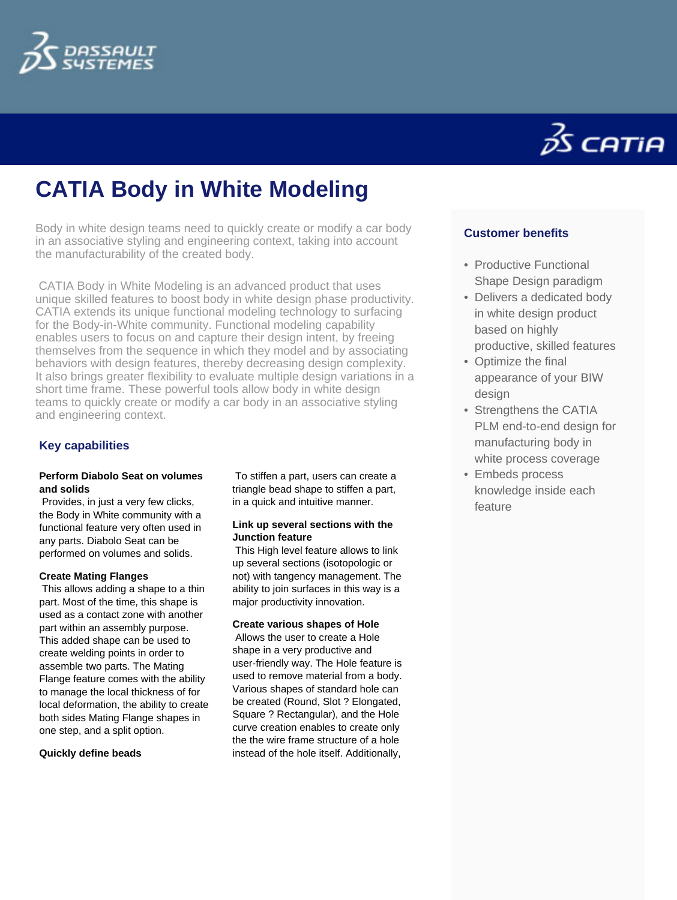# CATIA Body in White Modeling

Body in white design teams need to quickly create or modify a car body in an associative styling and engineering context, taking into account the manufacturability of the created body.

CATIA Body in White Modeling is an advanced product that uses unique skilled features to boost body in white design phase productivity. CATIA extends its unique functional modeling technology to surfacing for the Body-in-White community. Functional modeling capability enables users to focus on and capture their design intent, by freeing themselves from the sequence in which they model and by associating behaviors with design features, thereby decreasing design complexity. It also brings greater flexibility to evaluate multiple design variations in a short time frame. These powerful tools allow body in white design teams to quickly create or modify a car body in an associative styling and engineering context.

## Key capabilities

**Perform Diabolo Seat on volumes and solids**
Provides, in just a very few clicks, the Body in White community with a functional feature very often used in any parts. Diabolo Seat can be performed on volumes and solids.

**Create Mating Flanges**
This allows adding a shape to a thin part. Most of the time, this shape is used as a contact zone with another part within an assembly purpose. This added shape can be used to create welding points in order to assemble two parts. The Mating Flange feature comes with the ability to manage the local thickness of for local deformation, the ability to create both sides Mating Flange shapes in one step, and a split option.

**Quickly define beads**
To stiffen a part, users can create a triangle bead shape to stiffen a part, in a quick and intuitive manner.

**Link up several sections with the Junction feature**
This High level feature allows to link up several sections (isotopologic or not) with tangency management. The ability to join surfaces in this way is a major productivity innovation.

**Create various shapes of Hole**
Allows the user to create a Hole shape in a very productive and user-friendly way. The Hole feature is used to remove material from a body. Various shapes of standard hole can be created (Round, Slot ? Elongated, Square ? Rectangular), and the Hole curve creation enables to create only the the wire frame structure of a hole instead of the hole itself. Additionally,

## Customer benefits

- Productive Functional Shape Design paradigm
- Delivers a dedicated body in white design product based on highly productive, skilled features
- Optimize the final appearance of your BIW design
- Strengthens the CATIA PLM end-to-end design for manufacturing body in white process coverage
- Embeds process knowledge inside each feature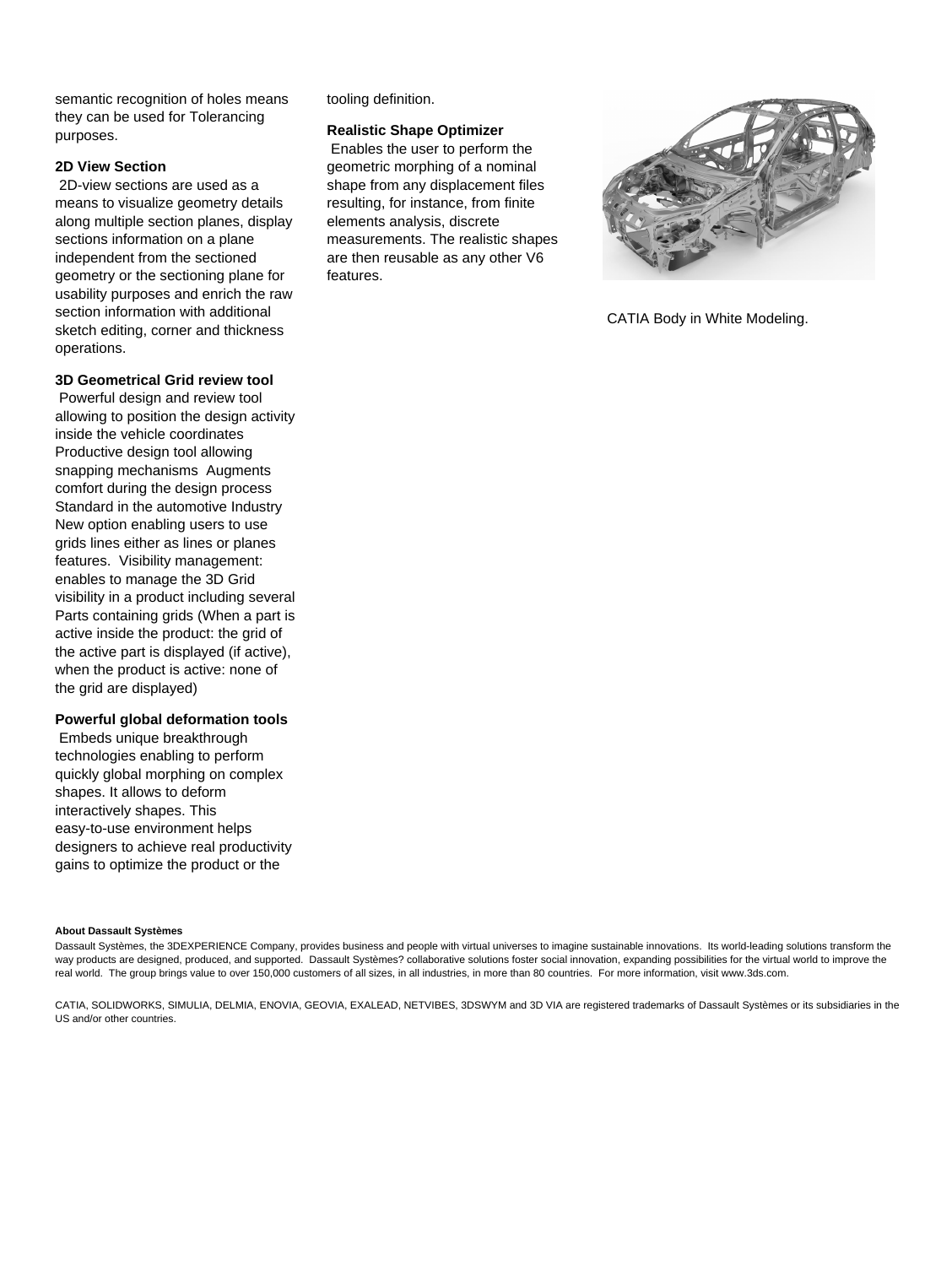semantic recognition of holes means they can be used for Tolerancing purposes.

**2D View Section**

2D-view sections are used as a means to visualize geometry details along multiple section planes, display sections information on a plane independent from the sectioned geometry or the sectioning plane for usability purposes and enrich the raw section information with additional sketch editing, corner and thickness operations.

**3D Geometrical Grid review tool**

Powerful design and review tool allowing to position the design activity inside the vehicle coordinates Productive design tool allowing snapping mechanisms Augments comfort during the design process Standard in the automotive Industry New option enabling users to use grids lines either as lines or planes features. Visibility management: enables to manage the 3D Grid visibility in a product including several Parts containing grids (When a part is active inside the product: the grid of the active part is displayed (if active), when the product is active: none of the grid are displayed)

**Powerful global deformation tools**

Embeds unique breakthrough technologies enabling to perform quickly global morphing on complex shapes. It allows to deform interactively shapes. This easy-to-use environment helps designers to achieve real productivity gains to optimize the product or the tooling definition.

**Realistic Shape Optimizer**

Enables the user to perform the geometric morphing of a nominal shape from any displacement files resulting, for instance, from finite elements analysis, discrete measurements. The realistic shapes are then reusable as any other V6 features.

CATIA Body in White Modeling.

**About Dassault Systèmes**

Dassault Systèmes, the 3DEXPERIENCE Company, provides business and people with virtual universes to imagine sustainable innovations. Its world-leading solutions transform the way products are designed, produced, and supported. Dassault Systèmes? collaborative solutions foster social innovation, expanding possibilities for the virtual world to improve the real world. The group brings value to over 150,000 customers of all sizes, in all industries, in more than 80 countries. For more information, visit www.3ds.com.

CATIA, SOLIDWORKS, SIMULIA, DELMIA, ENOVIA, GEOVIA, EXALEAD, NETVIBES, 3DSWYM and 3D VIA are registered trademarks of Dassault Systèmes or its subsidiaries in the US and/or other countries.